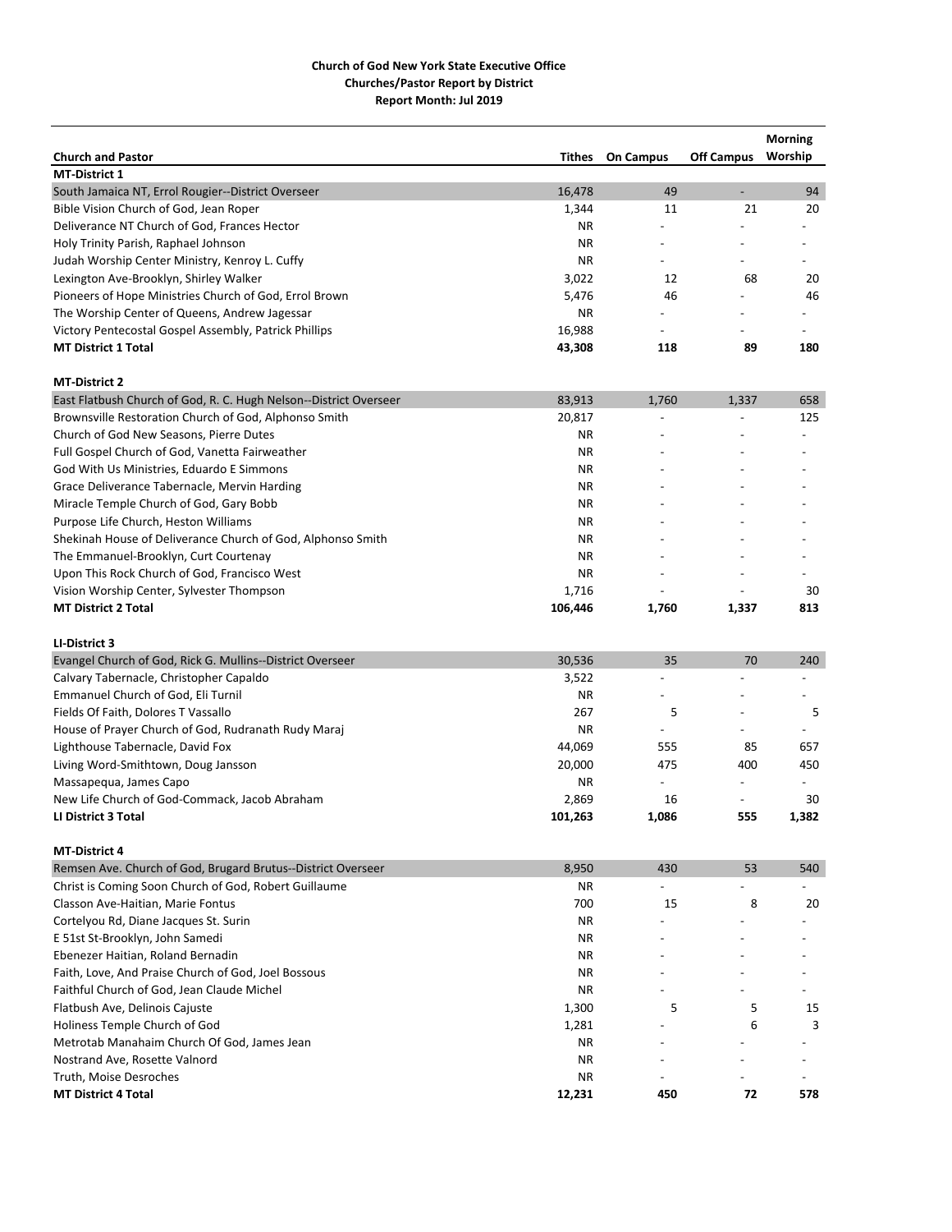**Church of God New York State Executive Office**
**Churches/Pastor Report by District**
**Report Month: Jul 2019**

| Church and Pastor | Tithes | On Campus | Off Campus | Morning Worship |
|---|---|---|---|---|
| **MT-District 1** | | | | |
| South Jamaica NT, Errol Rougier--District Overseer | 16,478 | 49 | - | 94 |
| Bible Vision Church of God, Jean Roper | 1,344 | 11 | 21 | 20 |
| Deliverance NT Church of God, Frances Hector | NR | - | - | - |
| Holy Trinity Parish, Raphael Johnson | NR | - | - | - |
| Judah Worship Center Ministry, Kenroy L. Cuffy | NR | - | - | - |
| Lexington Ave-Brooklyn, Shirley Walker | 3,022 | 12 | 68 | 20 |
| Pioneers of Hope Ministries Church of God, Errol Brown | 5,476 | 46 | - | 46 |
| The Worship Center of Queens, Andrew Jagessar | NR | - | - | - |
| Victory Pentecostal Gospel Assembly, Patrick Phillips | 16,988 | - | - | - |
| **MT District 1 Total** | **43,308** | **118** | **89** | **180** |
| | | | | |
| **MT-District 2** | | | | |
| East Flatbush Church of God, R. C. Hugh Nelson--District Overseer | 83,913 | 1,760 | 1,337 | 658 |
| Brownsville Restoration Church of God, Alphonso Smith | 20,817 | - | - | 125 |
| Church of God New Seasons, Pierre Dutes | NR | - | - | - |
| Full Gospel Church of God, Vanetta Fairweather | NR | - | - | - |
| God With Us Ministries, Eduardo E Simmons | NR | - | - | - |
| Grace Deliverance Tabernacle, Mervin Harding | NR | - | - | - |
| Miracle Temple Church of God, Gary Bobb | NR | - | - | - |
| Purpose Life Church, Heston Williams | NR | - | - | - |
| Shekinah House of Deliverance Church of God, Alphonso Smith | NR | - | - | - |
| The Emmanuel-Brooklyn, Curt Courtenay | NR | - | - | - |
| Upon This Rock Church of God, Francisco West | NR | - | - | - |
| Vision Worship Center, Sylvester Thompson | 1,716 | - | - | 30 |
| **MT District 2 Total** | **106,446** | **1,760** | **1,337** | **813** |
| | | | | |
| **LI-District 3** | | | | |
| Evangel Church of God, Rick G. Mullins--District Overseer | 30,536 | 35 | 70 | 240 |
| Calvary Tabernacle, Christopher Capaldo | 3,522 | - | - | - |
| Emmanuel Church of God, Eli Turnil | NR | - | - | - |
| Fields Of Faith, Dolores T Vassallo | 267 | 5 | - | 5 |
| House of Prayer Church of God, Rudranath Rudy Maraj | NR | - | - | - |
| Lighthouse Tabernacle, David Fox | 44,069 | 555 | 85 | 657 |
| Living Word-Smithtown, Doug Jansson | 20,000 | 475 | 400 | 450 |
| Massapequa, James Capo | NR | - | - | - |
| New Life Church of God-Commack, Jacob Abraham | 2,869 | 16 | - | 30 |
| **LI District 3 Total** | **101,263** | **1,086** | **555** | **1,382** |
| | | | | |
| **MT-District 4** | | | | |
| Remsen Ave. Church of God, Brugard Brutus--District Overseer | 8,950 | 430 | 53 | 540 |
| Christ is Coming Soon Church of God, Robert Guillaume | NR | - | - | - |
| Classon Ave-Haitian, Marie Fontus | 700 | 15 | 8 | 20 |
| Cortelyou Rd, Diane Jacques St. Surin | NR | - | - | - |
| E 51st St-Brooklyn, John Samedi | NR | - | - | - |
| Ebenezer Haitian, Roland Bernadin | NR | - | - | - |
| Faith, Love, And Praise Church of God, Joel Bossous | NR | - | - | - |
| Faithful Church of God, Jean Claude Michel | NR | - | - | - |
| Flatbush Ave, Delinois Cajuste | 1,300 | 5 | 5 | 15 |
| Holiness Temple Church of God | 1,281 | - | 6 | 3 |
| Metrotab Manahaim Church Of God, James Jean | NR | - | - | - |
| Nostrand Ave, Rosette Valnord | NR | - | - | - |
| Truth, Moise Desroches | NR | - | - | - |
| **MT District 4 Total** | **12,231** | **450** | **72** | **578** |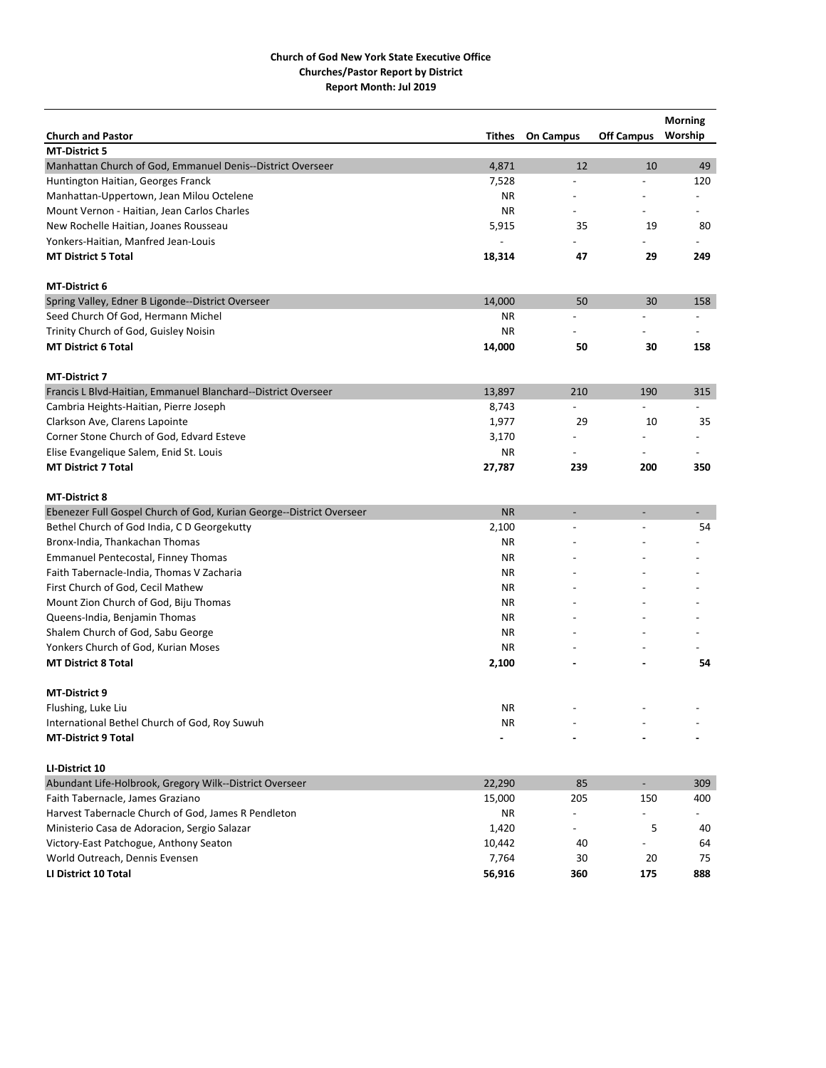**Church of God New York State Executive Office**
**Churches/Pastor Report by District**
**Report Month: Jul 2019**

| Church and Pastor | Tithes | On Campus | Off Campus | Morning Worship |
|---|---|---|---|---|
| **MT-District 5** | | | | |
| Manhattan Church of God, Emmanuel Denis--District Overseer | 4,871 | 12 | 10 | 49 |
| Huntington Haitian, Georges Franck | 7,528 | - | - | 120 |
| Manhattan-Uppertown, Jean Milou Octelene | NR | - | - | - |
| Mount Vernon - Haitian, Jean Carlos Charles | NR | - | - | - |
| New Rochelle Haitian, Joanes Rousseau | 5,915 | 35 | 19 | 80 |
| Yonkers-Haitian, Manfred Jean-Louis | - | - | - | - |
| **MT District 5 Total** | **18,314** | **47** | **29** | **249** |
| | | | | |
| **MT-District 6** | | | | |
| Spring Valley, Edner B Ligonde--District Overseer | 14,000 | 50 | 30 | 158 |
| Seed Church Of God, Hermann Michel | NR | - | - | - |
| Trinity Church of God, Guisley Noisin | NR | - | - | - |
| **MT District 6 Total** | **14,000** | **50** | **30** | **158** |
| | | | | |
| **MT-District 7** | | | | |
| Francis L Blvd-Haitian, Emmanuel Blanchard--District Overseer | 13,897 | 210 | 190 | 315 |
| Cambria Heights-Haitian, Pierre Joseph | 8,743 | - | - | - |
| Clarkson Ave, Clarens Lapointe | 1,977 | 29 | 10 | 35 |
| Corner Stone Church of God, Edvard Esteve | 3,170 | - | - | - |
| Elise Evangelique Salem, Enid St. Louis | NR | - | - | - |
| **MT District 7 Total** | **27,787** | **239** | **200** | **350** |
| | | | | |
| **MT-District 8** | | | | |
| Ebenezer Full Gospel Church of God, Kurian George--District Overseer | NR | - | - | - |
| Bethel Church of God India, C D Georgekutty | 2,100 | - | - | 54 |
| Bronx-India, Thankachan Thomas | NR | - | - | - |
| Emmanuel Pentecostal, Finney Thomas | NR | - | - | - |
| Faith Tabernacle-India, Thomas V Zacharia | NR | - | - | - |
| First Church of God, Cecil Mathew | NR | - | - | - |
| Mount Zion Church of God, Biju Thomas | NR | - | - | - |
| Queens-India, Benjamin Thomas | NR | - | - | - |
| Shalem Church of God, Sabu George | NR | - | - | - |
| Yonkers Church of God, Kurian Moses | NR | - | - | - |
| **MT District 8 Total** | **2,100** | **-** | **-** | **54** |
| | | | | |
| **MT-District 9** | | | | |
| Flushing, Luke Liu | NR | - | - | - |
| International Bethel Church of God, Roy Suwuh | NR | - | - | - |
| **MT-District 9 Total** | **-** | **-** | **-** | **-** |
| | | | | |
| **LI-District 10** | | | | |
| Abundant Life-Holbrook, Gregory Wilk--District Overseer | 22,290 | 85 | - | 309 |
| Faith Tabernacle, James Graziano | 15,000 | 205 | 150 | 400 |
| Harvest Tabernacle Church of God, James R Pendleton | NR | - | - | - |
| Ministerio Casa de Adoracion, Sergio Salazar | 1,420 | - | 5 | 40 |
| Victory-East Patchogue, Anthony Seaton | 10,442 | 40 | - | 64 |
| World Outreach, Dennis Evensen | 7,764 | 30 | 20 | 75 |
| **LI District 10 Total** | **56,916** | **360** | **175** | **888** |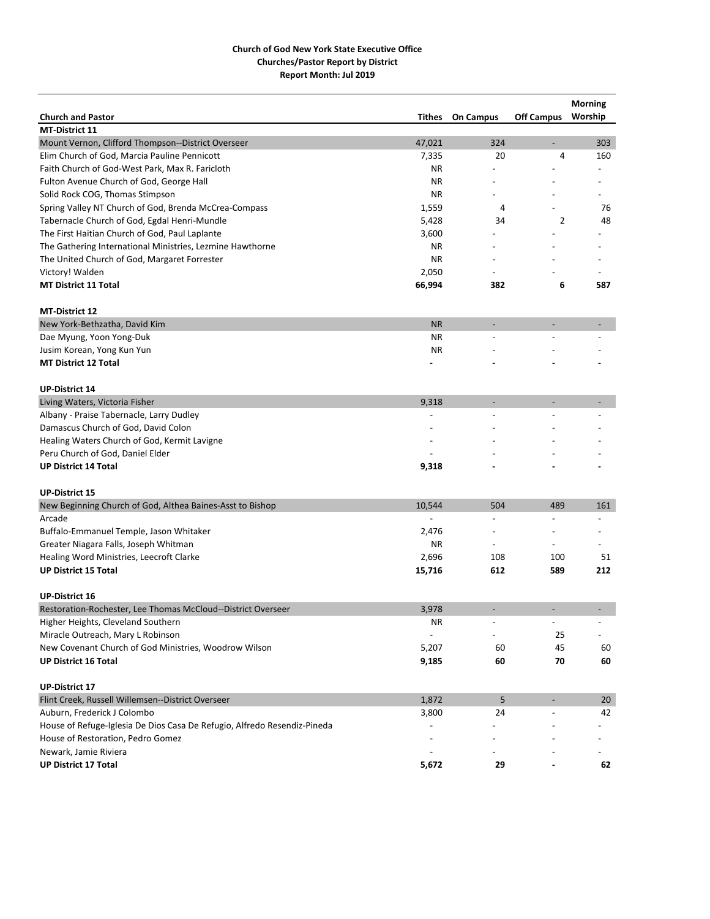**Church of God New York State Executive Office**
**Churches/Pastor Report by District**
**Report Month: Jul 2019**

| Church and Pastor | Tithes | On Campus | Off Campus | Morning Worship |
|---|---|---|---|---|
| **MT-District 11** | | | | |
| Mount Vernon, Clifford Thompson--District Overseer | 47,021 | 324 | - | 303 |
| Elim Church of God, Marcia Pauline Pennicott | 7,335 | 20 | 4 | 160 |
| Faith Church of God-West Park, Max R. Faricloth | NR | - | - | - |
| Fulton Avenue Church of God, George Hall | NR | - | - | - |
| Solid Rock COG, Thomas Stimpson | NR | - | - | - |
| Spring Valley NT Church of God, Brenda McCrea-Compass | 1,559 | 4 | - | 76 |
| Tabernacle Church of God, Egdal Henri-Mundle | 5,428 | 34 | 2 | 48 |
| The First Haitian Church of God, Paul Laplante | 3,600 | - | - | - |
| The Gathering International Ministries, Lezmine Hawthorne | NR | - | - | - |
| The United Church of God, Margaret Forrester | NR | - | - | - |
| Victory! Walden | 2,050 | - | - | - |
| **MT District 11 Total** | **66,994** | **382** | **6** | **587** |
| | | | | |
| **MT-District 12** | | | | |
| New York-Bethzatha, David Kim | NR | - | - | - |
| Dae Myung, Yoon Yong-Duk | NR | - | - | - |
| Jusim Korean, Yong Kun Yun | NR | - | - | - |
| **MT District 12 Total** | **-** | **-** | **-** | **-** |
| | | | | |
| **UP-District 14** | | | | |
| Living Waters, Victoria Fisher | 9,318 | - | - | - |
| Albany - Praise Tabernacle, Larry Dudley | - | - | - | - |
| Damascus Church of God, David Colon | - | - | - | - |
| Healing Waters Church of God, Kermit Lavigne | - | - | - | - |
| Peru Church of God, Daniel Elder | - | - | - | - |
| **UP District 14 Total** | **9,318** | **-** | **-** | **-** |
| | | | | |
| **UP-District 15** | | | | |
| New Beginning Church of God, Althea Baines-Asst to Bishop | 10,544 | 504 | 489 | 161 |
| Arcade | - | - | - | - |
| Buffalo-Emmanuel Temple, Jason Whitaker | 2,476 | - | - | - |
| Greater Niagara Falls, Joseph Whitman | NR | - | - | - |
| Healing Word Ministries, Leecroft Clarke | 2,696 | 108 | 100 | 51 |
| **UP District 15 Total** | **15,716** | **612** | **589** | **212** |
| | | | | |
| **UP-District 16** | | | | |
| Restoration-Rochester, Lee Thomas McCloud--District Overseer | 3,978 | - | - | - |
| Higher Heights, Cleveland Southern | NR | - | - | - |
| Miracle Outreach, Mary L Robinson | - | - | 25 | - |
| New Covenant Church of God Ministries, Woodrow Wilson | 5,207 | 60 | 45 | 60 |
| **UP District 16 Total** | **9,185** | **60** | **70** | **60** |
| | | | | |
| **UP-District 17** | | | | |
| Flint Creek, Russell Willemsen--District Overseer | 1,872 | 5 | - | 20 |
| Auburn, Frederick J Colombo | 3,800 | 24 | - | 42 |
| House of Refuge-Iglesia De Dios Casa De Refugio, Alfredo Resendiz-Pineda | - | - | - | - |
| House of Restoration, Pedro Gomez | - | - | - | - |
| Newark, Jamie Riviera | - | - | - | - |
| **UP District 17 Total** | **5,672** | **29** | **-** | **62** |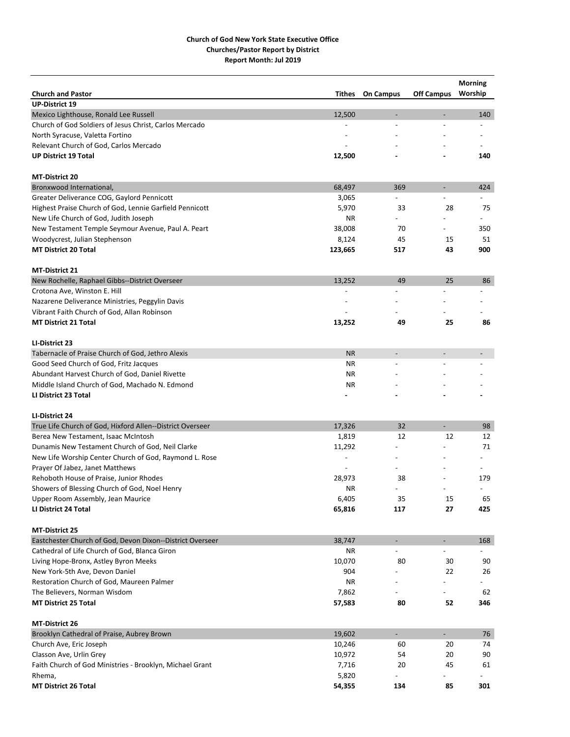**Church of God New York State Executive Office**
**Churches/Pastor Report by District**
**Report Month: Jul 2019**

| Church and Pastor | Tithes | On Campus | Off Campus | Morning Worship |
|---|---|---|---|---|
| **UP-District 19** | | | | |
| Mexico Lighthouse, Ronald Lee Russell | 12,500 | - | - | 140 |
| Church of God Soldiers of Jesus Christ, Carlos Mercado | - | - | - | - |
| North Syracuse, Valetta Fortino | - | - | - | - |
| Relevant Church of God, Carlos Mercado | - | - | - | - |
| **UP District 19 Total** | **12,500** | **-** | **-** | **140** |
| | | | | |
| **MT-District 20** | | | | |
| Bronxwood International, | 68,497 | 369 | - | 424 |
| Greater Deliverance COG, Gaylord Pennicott | 3,065 | - | - | - |
| Highest Praise Church of God, Lennie Garfield Pennicott | 5,970 | 33 | 28 | 75 |
| New Life Church of God, Judith Joseph | NR | - | - | - |
| New Testament Temple Seymour Avenue, Paul A. Peart | 38,008 | 70 | - | 350 |
| Woodycrest, Julian Stephenson | 8,124 | 45 | 15 | 51 |
| **MT District 20 Total** | **123,665** | **517** | **43** | **900** |
| | | | | |
| **MT-District 21** | | | | |
| New Rochelle, Raphael Gibbs--District Overseer | 13,252 | 49 | 25 | 86 |
| Crotona Ave, Winston E. Hill | - | - | - | - |
| Nazarene Deliverance Ministries, Peggylin Davis | - | - | - | - |
| Vibrant Faith Church of God, Allan Robinson | - | - | - | - |
| **MT District 21 Total** | **13,252** | **49** | **25** | **86** |
| | | | | |
| **LI-District 23** | | | | |
| Tabernacle of Praise Church of God, Jethro Alexis | NR | - | - | - |
| Good Seed Church of God, Fritz Jacques | NR | - | - | - |
| Abundant Harvest Church of God, Daniel Rivette | NR | - | - | - |
| Middle Island Church of God, Machado N. Edmond | NR | - | - | - |
| **LI District 23 Total** | **-** | **-** | **-** | **-** |
| | | | | |
| **LI-District 24** | | | | |
| True Life Church of God, Hixford Allen--District Overseer | 17,326 | 32 | - | 98 |
| Berea New Testament, Isaac McIntosh | 1,819 | 12 | 12 | 12 |
| Dunamis New Testament Church of God, Neil Clarke | 11,292 | - | - | 71 |
| New Life Worship Center Church of God, Raymond L. Rose | - | - | - | - |
| Prayer Of Jabez, Janet Matthews | - | - | - | - |
| Rehoboth House of Praise, Junior Rhodes | 28,973 | 38 | - | 179 |
| Showers of Blessing Church of God, Noel Henry | NR | - | - | - |
| Upper Room Assembly, Jean Maurice | 6,405 | 35 | 15 | 65 |
| **LI District 24 Total** | **65,816** | **117** | **27** | **425** |
| | | | | |
| **MT-District 25** | | | | |
| Eastchester Church of God, Devon Dixon--District Overseer | 38,747 | - | - | 168 |
| Cathedral of Life Church of God, Blanca Giron | NR | - | - | - |
| Living Hope-Bronx, Astley Byron Meeks | 10,070 | 80 | 30 | 90 |
| New York-5th Ave, Devon Daniel | 904 | - | 22 | 26 |
| Restoration Church of God, Maureen Palmer | NR | - | - | - |
| The Believers, Norman Wisdom | 7,862 | - | - | 62 |
| **MT District 25 Total** | **57,583** | **80** | **52** | **346** |
| | | | | |
| **MT-District 26** | | | | |
| Brooklyn Cathedral of Praise, Aubrey Brown | 19,602 | - | - | 76 |
| Church Ave, Eric Joseph | 10,246 | 60 | 20 | 74 |
| Classon Ave, Urlin Grey | 10,972 | 54 | 20 | 90 |
| Faith Church of God Ministries - Brooklyn, Michael Grant | 7,716 | 20 | 45 | 61 |
| Rhema, | 5,820 | - | - | - |
| **MT District 26 Total** | **54,355** | **134** | **85** | **301** |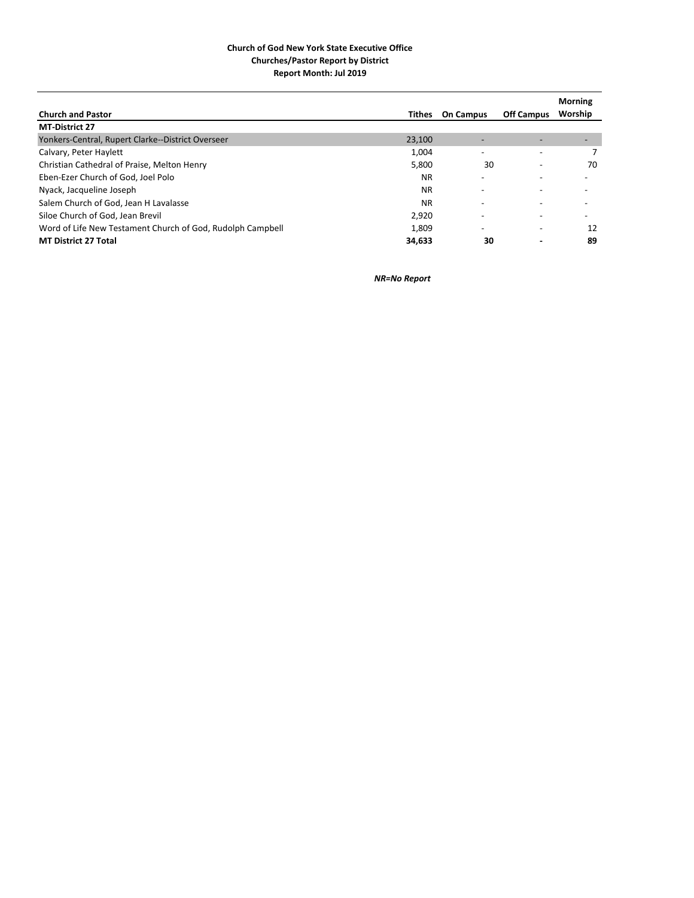**Church of God New York State Executive Office**
**Churches/Pastor Report by District**
**Report Month: Jul 2019**

| Church and Pastor | Tithes | On Campus | Off Campus | Morning Worship |
|---|---|---|---|---|
| **MT-District 27** | | | | |
| Yonkers-Central, Rupert Clarke--District Overseer | 23,100 | - | - | - |
| Calvary, Peter Haylett | 1,004 | - | - | 7 |
| Christian Cathedral of Praise, Melton Henry | 5,800 | 30 | - | 70 |
| Eben-Ezer Church of God, Joel Polo | NR | - | - | - |
| Nyack, Jacqueline Joseph | NR | - | - | - |
| Salem Church of God, Jean H Lavalasse | NR | - | - | - |
| Siloe Church of God, Jean Brevil | 2,920 | - | - | - |
| Word of Life New Testament Church of God, Rudolph Campbell | 1,809 | - | - | 12 |
| **MT District 27 Total** | **34,633** | **30** | **-** | **89** |

***NR=No Report***